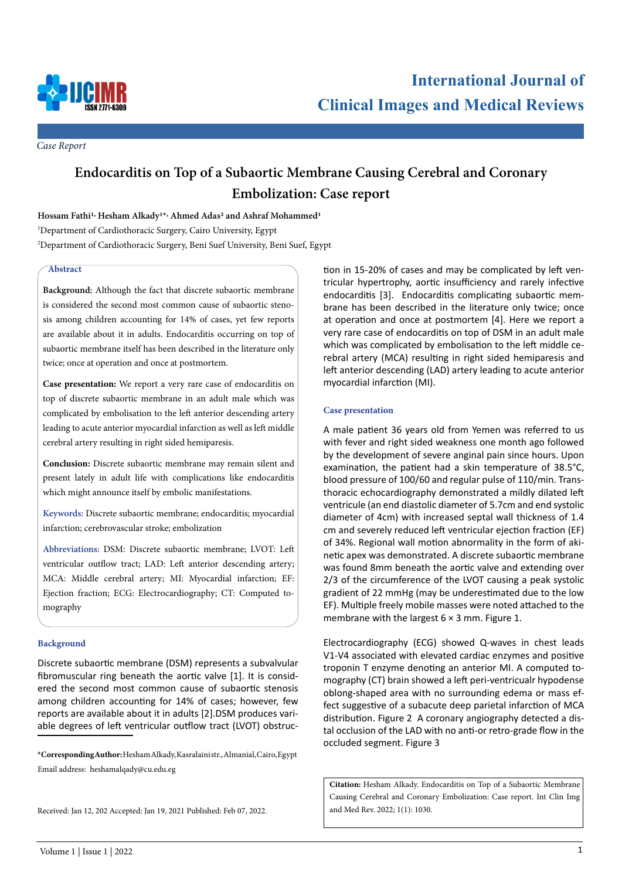*Case Report*

# Endocarditis on Top of a Subaortic Membrane Causing Cerebral and Coronary Embolization: Case report

**Hossam Fathi[1], Hesham Alkady[1*], Ahmed Adas[2] and Ashraf Mohammed[1]**

[1]Department of Cardiothoracic Surgery, Cairo University, Egypt

[2]Department of Cardiothoracic Surgery, Beni Suef University, Beni Suef, Egypt

## Abstract

**Background:** Although the fact that discrete subaortic membrane is considered the second most common cause of subaortic stenosis among children accounting for 14% of cases, yet few reports are available about it in adults. Endocarditis occurring on top of subaortic membrane itself has been described in the literature only twice; once at operation and once at postmortem.

**Case presentation:** We report a very rare case of endocarditis on top of discrete subaortic membrane in an adult male which was complicated by embolisation to the left anterior descending artery leading to acute anterior myocardial infarction as well as left middle cerebral artery resulting in right sided hemiparesis.

**Conclusion:** Discrete subaortic membrane may remain silent and present lately in adult life with complications like endocarditis which might announce itself by embolic manifestations.

**Keywords:** Discrete subaortic membrane; endocarditis; myocardial infarction; cerebrovascular stroke; embolization

**Abbreviations:** DSM: Discrete subaortic membrane; LVOT: Left ventricular outflow tract; LAD: Left anterior descending artery; MCA: Middle cerebral artery; MI: Myocardial infarction; EF: Ejection fraction; ECG: Electrocardiography; CT: Computed tomography

## Background

Discrete subaortic membrane (DSM) represents a subvalvular fibromuscular ring beneath the aortic valve [1]. It is considered the second most common cause of subaortic stenosis among children accounting for 14% of cases; however, few reports are available about it in adults [2].DSM produces variable degrees of left ventricular outflow tract (LVOT) obstruction in 15-20% of cases and may be complicated by left ventricular hypertrophy, aortic insufficiency and rarely infective endocarditis [3]. Endocarditis complicating subaortic membrane has been described in the literature only twice; once at operation and once at postmortem [4]. Here we report a very rare case of endocarditis on top of DSM in an adult male which was complicated by embolisation to the left middle cerebral artery (MCA) resulting in right sided hemiparesis and left anterior descending (LAD) artery leading to acute anterior myocardial infarction (MI).

## Case presentation

A male patient 36 years old from Yemen was referred to us with fever and right sided weakness one month ago followed by the development of severe anginal pain since hours. Upon examination, the patient had a skin temperature of 38.5°C, blood pressure of 100/60 and regular pulse of 110/min. Transthoracic echocardiography demonstrated a mildly dilated left ventricule (an end diastolic diameter of 5.7cm and end systolic diameter of 4cm) with increased septal wall thickness of 1.4 cm and severely reduced left ventricular ejection fraction (EF) of 34%. Regional wall motion abnormality in the form of akinetic apex was demonstrated. A discrete subaortic membrane was found 8mm beneath the aortic valve and extending over 2/3 of the circumference of the LVOT causing a peak systolic gradient of 22 mmHg (may be underestimated due to the low EF). Multiple freely mobile masses were noted attached to the membrane with the largest 6 × 3 mm. Figure 1.

Electrocardiography (ECG) showed Q-waves in chest leads V1-V4 associated with elevated cardiac enzymes and positive troponin T enzyme denoting an anterior MI. A computed tomography (CT) brain showed a left peri-ventricualr hypodense oblong-shaped area with no surrounding edema or mass effect suggestive of a subacute deep parietal infarction of MCA distribution. Figure 2 A coronary angiography detected a distal occlusion of the LAD with no anti-or retro-grade flow in the occluded segment. Figure 3

*Corresponding Author: Hesham Alkady, Kasralainistr., Almanial, Cairo, Egypt

Email address: heshamalqady@cu.edu.eg

Received: Jan 12, 202 Accepted: Jan 19, 2021 Published: Feb 07, 2022.

**Citation:** Hesham Alkady. Endocarditis on Top of a Subaortic Membrane Causing Cerebral and Coronary Embolization: Case report. Int Clin Img and Med Rev. 2022; 1(1): 1030.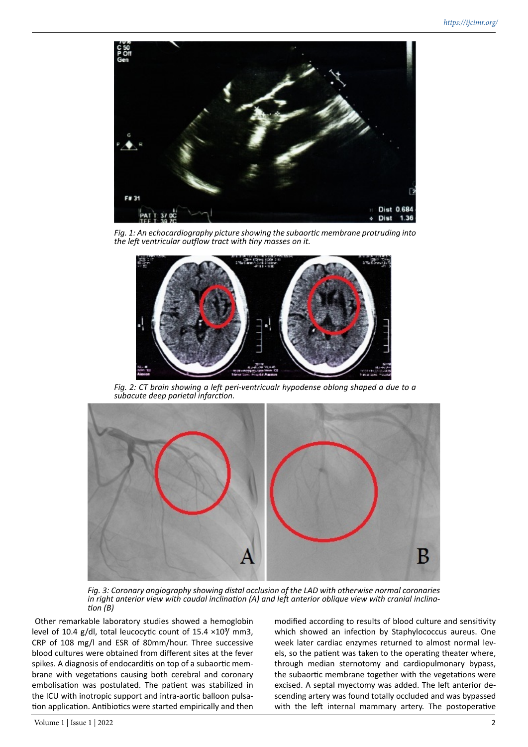Fig. 1: An echocardiography picture showing the subaortic membrane protruding into the left ventricular outflow tract with tiny masses on it.

Fig. 2: CT brain showing a left peri-ventricualr hypodense oblong shaped a due to a subacute deep parietal infarction.

Fig. 3: Coronary angiography showing distal occlusion of the LAD with otherwise normal coronaries in right anterior view with caudal inclination (A) and left anterior oblique view with cranial inclination (B)

Other remarkable laboratory studies showed a hemoglobin level of 10.4 g/dl, total leucocytic count of 15.4 ×10³/ mm3, CRP of 108 mg/l and ESR of 80mm/hour. Three successive blood cultures were obtained from different sites at the fever spikes. A diagnosis of endocarditis on top of a subaortic membrane with vegetations causing both cerebral and coronary embolisation was postulated. The patient was stabilized in the ICU with inotropic support and intra-aortic balloon pulsation application. Antibiotics were started empirically and then modified according to results of blood culture and sensitivity which showed an infection by Staphylococcus aureus. One week later cardiac enzymes returned to almost normal levels, so the patient was taken to the operating theater where, through median sternotomy and cardiopulmonary bypass, the subaortic membrane together with the vegetations were excised. A septal myectomy was added. The left anterior descending artery was found totally occluded and was bypassed with the left internal mammary artery. The postoperative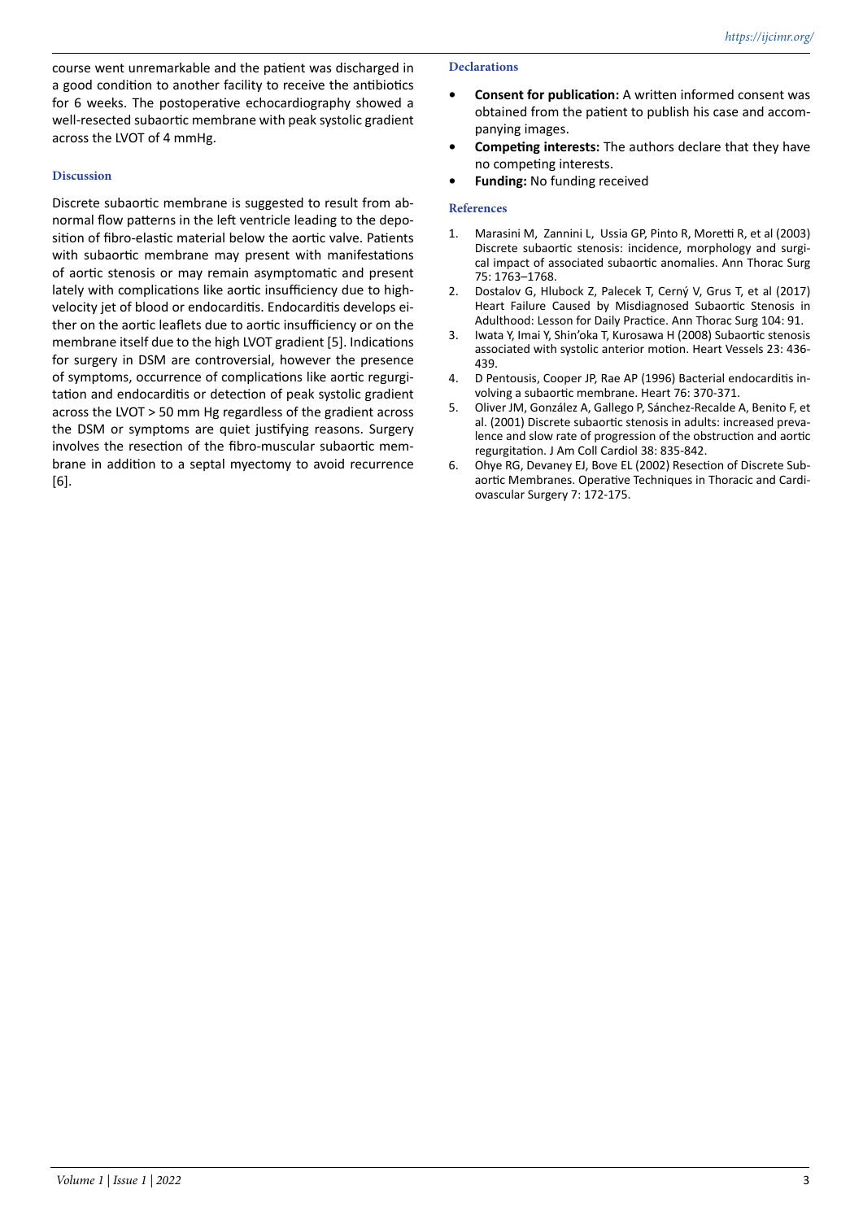course went unremarkable and the patient was discharged in a good condition to another facility to receive the antibiotics for 6 weeks. The postoperative echocardiography showed a well-resected subaortic membrane with peak systolic gradient across the LVOT of 4 mmHg.

## Discussion

Discrete subaortic membrane is suggested to result from abnormal flow patterns in the left ventricle leading to the deposition of fibro-elastic material below the aortic valve. Patients with subaortic membrane may present with manifestations of aortic stenosis or may remain asymptomatic and present lately with complications like aortic insufficiency due to high-velocity jet of blood or endocarditis. Endocarditis develops either on the aortic leaflets due to aortic insufficiency or on the membrane itself due to the high LVOT gradient [5]. Indications for surgery in DSM are controversial, however the presence of symptoms, occurrence of complications like aortic regurgitation and endocarditis or detection of peak systolic gradient across the LVOT > 50 mm Hg regardless of the gradient across the DSM or symptoms are quiet justifying reasons. Surgery involves the resection of the fibro-muscular subaortic membrane in addition to a septal myectomy to avoid recurrence [6].

## Declarations

- **Consent for publication:** A written informed consent was obtained from the patient to publish his case and accompanying images.
- **Competing interests:** The authors declare that they have no competing interests.
- **Funding:** No funding received

## References

1. Marasini M, Zannini L, Ussia GP, Pinto R, Moretti R, et al (2003) Discrete subaortic stenosis: incidence, morphology and surgical impact of associated subaortic anomalies. Ann Thorac Surg 75: 1763–1768.
2. Dostalov G, Hlubock Z, Palecek T, Cerný V, Grus T, et al (2017) Heart Failure Caused by Misdiagnosed Subaortic Stenosis in Adulthood: Lesson for Daily Practice. Ann Thorac Surg 104: 91.
3. Iwata Y, Imai Y, Shin'oka T, Kurosawa H (2008) Subaortic stenosis associated with systolic anterior motion. Heart Vessels 23: 436-439.
4. D Pentousis, Cooper JP, Rae AP (1996) Bacterial endocarditis involving a subaortic membrane. Heart 76: 370-371.
5. Oliver JM, González A, Gallego P, Sánchez-Recalde A, Benito F, et al. (2001) Discrete subaortic stenosis in adults: increased prevalence and slow rate of progression of the obstruction and aortic regurgitation. J Am Coll Cardiol 38: 835-842.
6. Ohye RG, Devaney EJ, Bove EL (2002) Resection of Discrete Subaortic Membranes. Operative Techniques in Thoracic and Cardiovascular Surgery 7: 172-175.